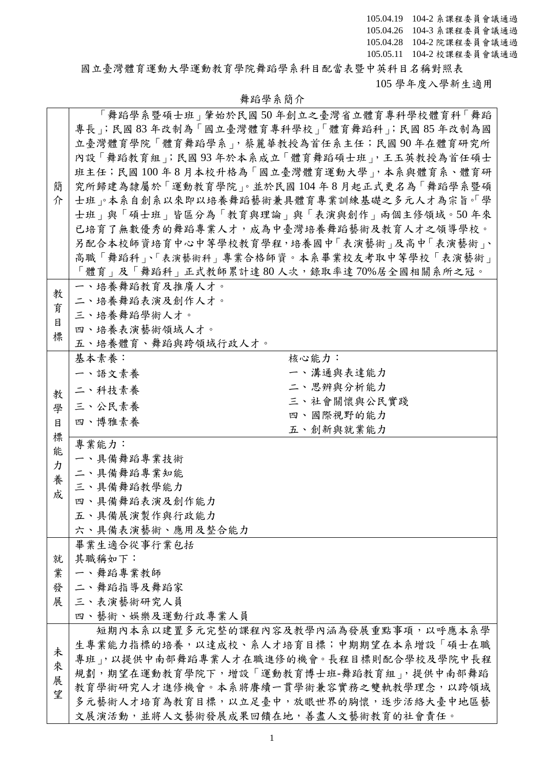105.04.19 104-2 系課程委員會議通過
105.04.26 104-3 系課程委員會議通過
105.04.28 104-2 院課程委員會議通過
105.05.11 104-2 校課程委員會議通過

# 國立臺灣體育運動大學運動教育學院舞蹈學系科目配當表暨中英科目名稱對照表

105 學年度入學新生適用

## 舞蹈學系簡介

| | |
|---|---|
| 簡介 | 「舞蹈學系暨碩士班」肇始於民國 50 年創立之臺灣省立體育專科學校體育科「舞蹈專長」；民國 83 年改制為「國立臺灣體育專科學校」「體育舞蹈科」；民國 85 年改制為國立臺灣體育學院「體育舞蹈學系」，蔡麗華教授為首任系主任；民國 90 年在體育研究所內設「舞蹈教育組」；民國 93 年於本系成立「體育舞蹈碩士班」，王玉英教授為首任碩士班主任；民國 100 年 8 月本校升格為「國立臺灣體育運動大學」，本系與體育系、體育研究所歸建為隸屬於「運動教育學院」。並於民國 104 年 8 月起正式更名為「舞蹈學系暨碩士班」。本系自創系以來即以培養舞蹈藝術兼具體育專業訓練基礎之多元人才為宗旨。「學士班」與「碩士班」皆區分為「教育與理論」與「表演與創作」兩個主修領域。50 年來已培育了無數優秀的舞蹈專業人才，成為中臺灣培養舞蹈藝術及教育人才之領導學校。另配合本校師資培育中心中等學校教育學程，培養國中「表演藝術」及高中「表演藝術」、高職「舞蹈科」、「表演藝術科」專業合格師資。本系畢業校友考取中等學校「表演藝術」「體育」及「舞蹈科」正式教師累計達 80 人次，錄取率達 70%居全國相關系所之冠。 |
| 教育目標 | 一、培養舞蹈教育及推廣人才。<br>二、培養舞蹈表演及創作人才。<br>三、培養舞蹈學術人才。<br>四、培養表演藝術領域人才。<br>五、培養體育、舞蹈與跨領域行政人才。 |
| 教學目標能力養成 | 基本素養：<br>一、語文素養<br>二、科技素養<br>三、公民素養<br>四、博雅素養<br><br>核心能力：<br>一、溝通與表達能力<br>二、思辨與分析能力<br>三、社會關懷與公民實踐<br>四、國際視野的能力<br>五、創新與就業能力<br><br>專業能力：<br>一、具備舞蹈專業技術<br>二、具備舞蹈專業知能<br>三、具備舞蹈教學能力<br>四、具備舞蹈表演及創作能力<br>五、具備展演製作與行政能力<br>六、具備表演藝術、應用及整合能力 |
| 就業發展 | 畢業生適合從事行業包括<br>其職稱如下：<br>一、舞蹈專業教師<br>二、舞蹈指導及舞蹈家<br>三、表演藝術研究人員<br>四、藝術、娛樂及運動行政專業人員 |
| 未來展望 | 短期內本系以建置多元完整的課程內容及教學內涵為發展重點事項，以呼應本系學生專業能力指標的培養，以達成校、系人才培育目標；中期期望在本系增設「碩士在職專班」，以提供中南部舞蹈專業人才在職進修的機會。長程目標則配合學校及學院中長程規劃，期望在運動教育學院下，增設「運動教育博士班-舞蹈教育組」，提供中南部舞蹈教育學術研究人才進修機會。本系將賡續一貫學術兼容實務之雙軌教學理念，以跨領域多元藝術人才培育為教育目標，以立足臺中，放眼世界的胸懷，逐步活絡大臺中地區藝文展演活動，並將人文藝術發展成果回饋在地，善盡人文藝術教育的社會責任。 |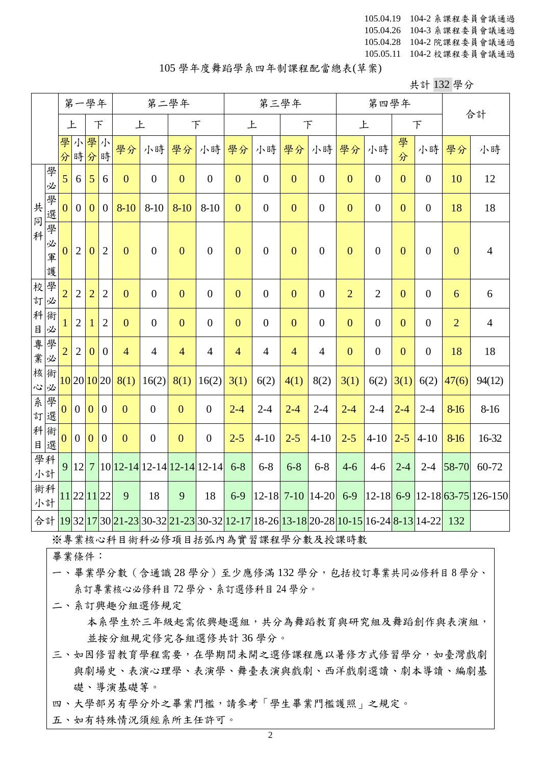105.04.19　104-2 系課程委員會議通過
105.04.26　104-3 系課程委員會議通過
105.04.28　104-2 院課程委員會議通過
105.05.11　104-2 校課程委員會議通過

# 105 學年度舞蹈學系四年制課程配當總表(草案)

共計 132 學分

| | | 第一學年 | | | | 第二學年 | | | | 第三學年 | | | | 第四學年 | | | | 合計 | |
|---|---|---|---|---|---|---|---|---|---|---|---|---|---|---|---|---|---|---|---|
| | | 上 | | 下 | | 上 | | 下 | | 上 | | 下 | | 上 | | 下 | | | |
| | | 學分 | 小時 | 學分 | 小時 | 學分 | 小時 | 學分 | 小時 | 學分 | 小時 | 學分 | 小時 | 學分 | 小時 | 學分 | 小時 | 學分 | 小時 |
| 共同科 | 學必 | 5 | 6 | 5 | 6 | 0 | 0 | 0 | 0 | 0 | 0 | 0 | 0 | 0 | 0 | 0 | 0 | 10 | 12 |
| | 學選 | 0 | 0 | 0 | 0 | 8-10 | 8-10 | 8-10 | 8-10 | 0 | 0 | 0 | 0 | 0 | 0 | 0 | 0 | 18 | 18 |
| | 學必軍護 | 0 | 2 | 0 | 2 | 0 | 0 | 0 | 0 | 0 | 0 | 0 | 0 | 0 | 0 | 0 | 0 | 0 | 4 |
| 校訂科目 | 學必 | 2 | 2 | 2 | 2 | 0 | 0 | 0 | 0 | 0 | 0 | 0 | 0 | 2 | 2 | 0 | 0 | 6 | 6 |
| | 術必 | 1 | 2 | 1 | 2 | 0 | 0 | 0 | 0 | 0 | 0 | 0 | 0 | 0 | 0 | 0 | 0 | 2 | 4 |
| 專業核心 | 學必 | 2 | 2 | 0 | 0 | 4 | 4 | 4 | 4 | 4 | 4 | 4 | 4 | 0 | 0 | 0 | 0 | 18 | 18 |
| | 術必 | 10 | 20 | 10 | 20 | 8(1) | 16(2) | 8(1) | 16(2) | 3(1) | 6(2) | 4(1) | 8(2) | 3(1) | 6(2) | 3(1) | 6(2) | 47(6) | 94(12) |
| 系訂科目 | 學選 | 0 | 0 | 0 | 0 | 0 | 0 | 0 | 0 | 2-4 | 2-4 | 2-4 | 2-4 | 2-4 | 2-4 | 2-4 | 2-4 | 8-16 | 8-16 |
| | 術選 | 0 | 0 | 0 | 0 | 0 | 0 | 0 | 0 | 2-5 | 4-10 | 2-5 | 4-10 | 2-5 | 4-10 | 2-5 | 4-10 | 8-16 | 16-32 |
| 學科小計 | | 9 | 12 | 7 | 10 | 12-14 | 12-14 | 12-14 | 12-14 | 6-8 | 6-8 | 6-8 | 6-8 | 4-6 | 4-6 | 2-4 | 2-4 | 58-70 | 60-72 |
| 術科小計 | | 11 | 22 | 11 | 22 | 9 | 18 | 9 | 18 | 6-9 | 12-18 | 7-10 | 14-20 | 6-9 | 12-18 | 6-9 | 12-18 | 63-75 | 126-150 |
| 合計 | | 19 | 32 | 17 | 30 | 21-23 | 30-32 | 21-23 | 30-32 | 12-17 | 18-26 | 13-18 | 20-28 | 10-15 | 16-24 | 8-13 | 14-22 | 132 | |

※專業核心科目術科必修項目括弧內為實習課程學分數及授課時數

畢業條件：

一、畢業學分數（含通識 28 學分）至少應修滿 132 學分，包括校訂專業共同必修科目 8 學分、系訂專業核心必修科目 72 學分、系訂選修科目 24 學分。

二、系訂興趣分組選修規定

本系學生於三年級起需依興趣選組，共分為舞蹈教育與研究組及舞蹈創作與表演組，並按分組規定修完各組選修共計 36 學分。

三、如因修習教育學程需要，在學期間未開之選修課程應以暑修方式修習學分，如臺灣戲劇與劇場史、表演心理學、表演學、舞臺表演與戲劇、西洋戲劇選讀、劇本導讀、編劇基礎、導演基礎等。

四、大學部另有學分外之畢業門檻，請參考「學生畢業門檻護照」之規定。

五、如有特殊情況須經系所主任許可。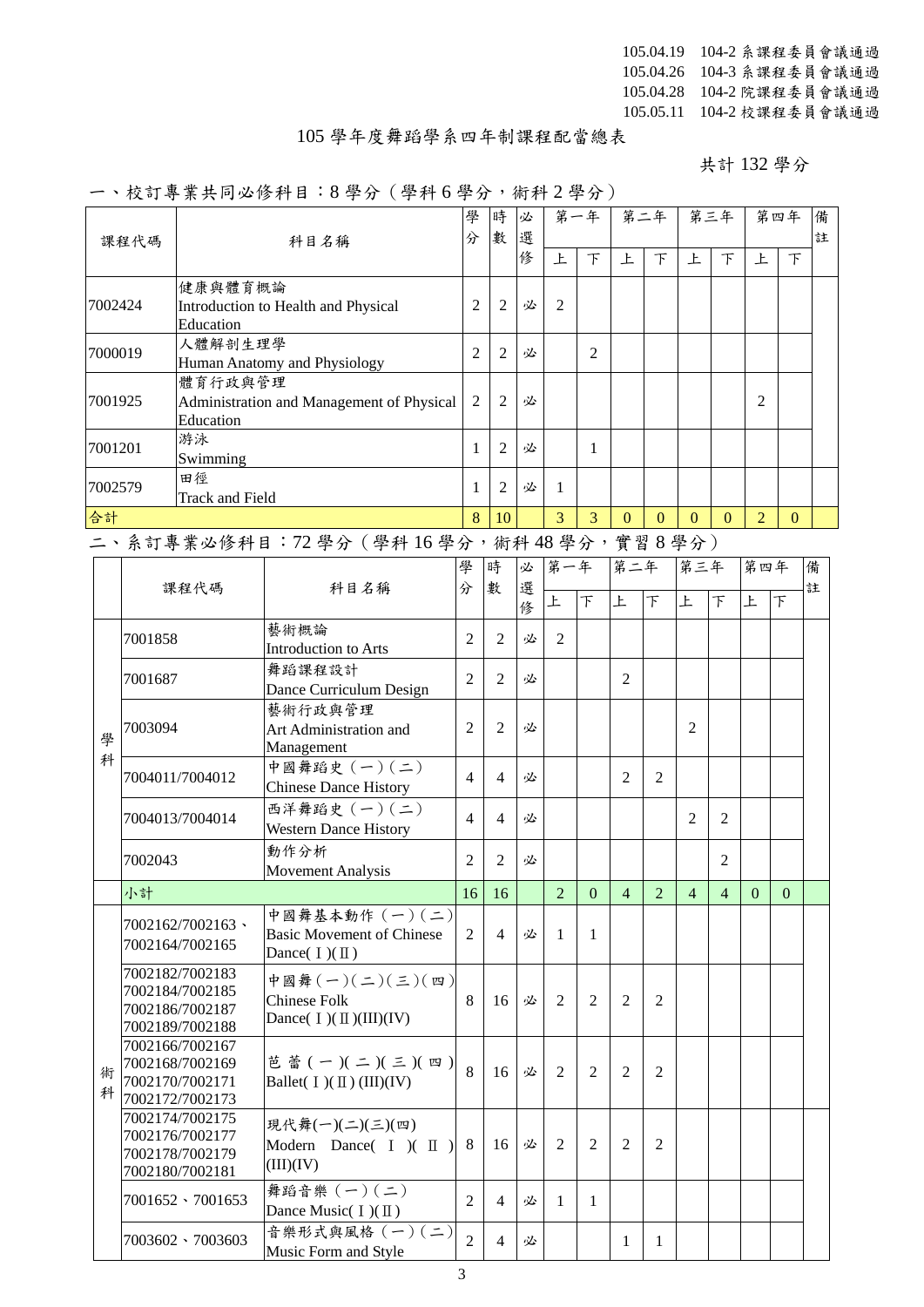105.04.19　104-2 系課程委員會議通過
105.04.26　104-3 系課程委員會議通過
105.04.28　104-2 院課程委員會議通過
105.05.11　104-2 校課程委員會議通過

# 105 學年度舞蹈學系四年制課程配當總表

共計 132 學分

## 一、校訂專業共同必修科目：8 學分（學科 6 學分，術科 2 學分）

| 課程代碼 | 科目名稱 | 學分 | 時數 | 必選修 | 第一年 上 | 第一年 下 | 第二年 上 | 第二年 下 | 第三年 上 | 第三年 下 | 第四年 上 | 第四年 下 | 備註 |
|---|---|---|---|---|---|---|---|---|---|---|---|---|---|
| 7002424 | 健康與體育概論<br>Introduction to Health and Physical Education | 2 | 2 | 必 | 2 | | | | | | | | |
| 7000019 | 人體解剖生理學<br>Human Anatomy and Physiology | 2 | 2 | 必 | | 2 | | | | | | | |
| 7001925 | 體育行政與管理<br>Administration and Management of Physical Education | 2 | 2 | 必 | | | | | | | 2 | | |
| 7001201 | 游泳<br>Swimming | 1 | 2 | 必 | | 1 | | | | | | | |
| 7002579 | 田徑<br>Track and Field | 1 | 2 | 必 | 1 | | | | | | | | |
| 合計 | | 8 | 10 | | 3 | 3 | 0 | 0 | 0 | 0 | 2 | 0 | |

## 二、系訂專業必修科目：72 學分（學科 16 學分，術科 48 學分，實習 8 學分）

| | 課程代碼 | 科目名稱 | 學分 | 時數 | 必選修 | 第一年 上 | 第一年 下 | 第二年 上 | 第二年 下 | 第三年 上 | 第三年 下 | 第四年 上 | 第四年 下 | 備註 |
|---|---|---|---|---|---|---|---|---|---|---|---|---|---|---|
| 學科 | 7001858 | 藝術概論<br>Introduction to Arts | 2 | 2 | 必 | 2 | | | | | | | | |
| 學科 | 7001687 | 舞蹈課程設計<br>Dance Curriculum Design | 2 | 2 | 必 | | | 2 | | | | | | |
| 學科 | 7003094 | 藝術行政與管理<br>Art Administration and Management | 2 | 2 | 必 | | | | | 2 | | | | |
| 學科 | 7004011/7004012 | 中國舞蹈史（一）（二）<br>Chinese Dance History | 4 | 4 | 必 | | | 2 | 2 | | | | | |
| 學科 | 7004013/7004014 | 西洋舞蹈史（一）（二）<br>Western Dance History | 4 | 4 | 必 | | | | | 2 | 2 | | | |
| 學科 | 7002043 | 動作分析<br>Movement Analysis | 2 | 2 | 必 | | | | | | 2 | | | |
| | 小計 | | 16 | 16 | | 2 | 0 | 4 | 2 | 4 | 4 | 0 | 0 | |
| 術科 | 7002162/7002163、7002164/7002165 | 中國舞基本動作（一）（二）<br>Basic Movement of Chinese Dance( I )( II ) | 2 | 4 | 必 | 1 | 1 | | | | | | | |
| 術科 | 7002182/7002183<br>7002184/7002185<br>7002186/7002187<br>7002189/7002188 | 中國舞（一）（二）（三）（四）<br>Chinese Folk Dance( I )( II )(III)(IV) | 8 | 16 | 必 | 2 | 2 | 2 | 2 | | | | | |
| 術科 | 7002166/7002167<br>7002168/7002169<br>7002170/7002171<br>7002172/7002173 | 芭蕾（一）（二）（三）（四）<br>Ballet( I )( II ) (III)(IV) | 8 | 16 | 必 | 2 | 2 | 2 | 2 | | | | | |
| 術科 | 7002174/7002175<br>7002176/7002177<br>7002178/7002179<br>7002180/7002181 | 現代舞(一)(二)(三)(四)<br>Modern Dance( I )( II )(III)(IV) | 8 | 16 | 必 | 2 | 2 | 2 | 2 | | | | | |
| 術科 | 7001652、7001653 | 舞蹈音樂（一）（二）<br>Dance Music( I )( II ) | 2 | 4 | 必 | 1 | 1 | | | | | | | |
| 術科 | 7003602、7003603 | 音樂形式與風格（一）（二）<br>Music Form and Style | 2 | 4 | 必 | | | 1 | 1 | | | | | |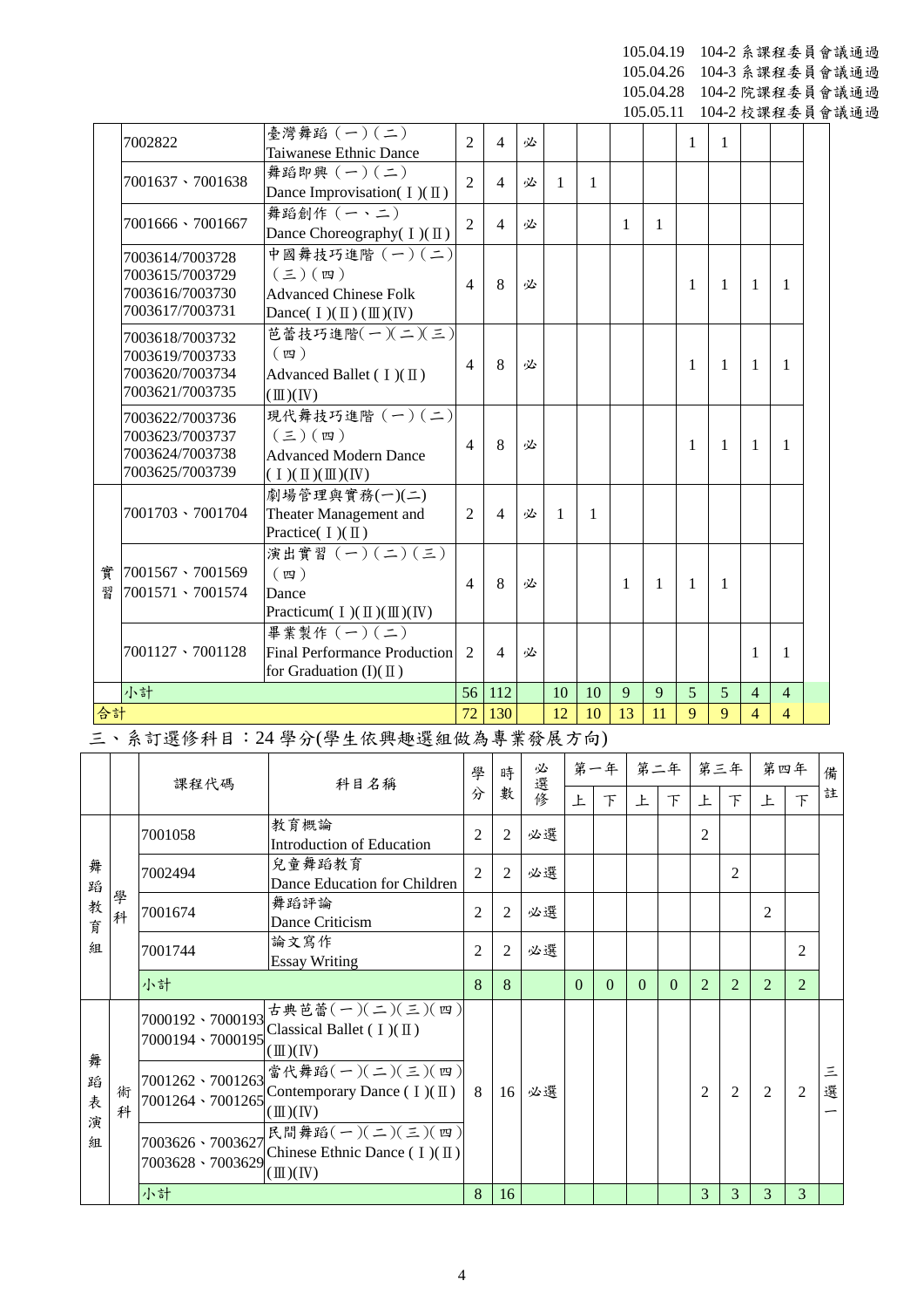105.04.19 104-2 系課程委員會議通過
105.04.26 104-3 系課程委員會議通過
105.04.28 104-2 院課程委員會議通過
105.05.11 104-2 校課程委員會議通過

| | 課程代碼 | 科目名稱 | 學分 | 時數 | 必選修 | 一上 | 一下 | 二上 | 二下 | 三上 | 三下 | 四上 | 四下 | 備註 |
|---|---|---|---|---|---|---|---|---|---|---|---|---|---|---|
| | 7002822 | 臺灣舞蹈（一）（二）<br>Taiwanese Ethnic Dance | 2 | 4 | 必 | | | | | 1 | 1 | | | |
| | 7001637、7001638 | 舞蹈即興（一）（二）<br>Dance Improvisation(Ⅰ)(Ⅱ) | 2 | 4 | 必 | 1 | 1 | | | | | | | |
| | 7001666、7001667 | 舞蹈創作（一、二）<br>Dance Choreography(Ⅰ)(Ⅱ) | 2 | 4 | 必 | | | 1 | 1 | | | | | |
| | 7003614/7003728<br>7003615/7003729<br>7003616/7003730<br>7003617/7003731 | 中國舞技巧進階（一）（二）（三）（四）<br>Advanced Chinese Folk Dance(Ⅰ)(Ⅱ)(Ⅲ)(Ⅳ) | 4 | 8 | 必 | | | | | 1 | 1 | 1 | 1 | |
| | 7003618/7003732<br>7003619/7003733<br>7003620/7003734<br>7003621/7003735 | 芭蕾技巧進階(一)(二)(三)(四)<br>Advanced Ballet (Ⅰ)(Ⅱ)(Ⅲ)(Ⅳ) | 4 | 8 | 必 | | | | | 1 | 1 | 1 | 1 | |
| | 7003622/7003736<br>7003623/7003737<br>7003624/7003738<br>7003625/7003739 | 現代舞技巧進階（一）（二）（三）（四）<br>Advanced Modern Dance (Ⅰ)(Ⅱ)(Ⅲ)(Ⅳ) | 4 | 8 | 必 | | | | | 1 | 1 | 1 | 1 | |
| 實習 | 7001703、7001704 | 劇場管理與實務(一)(二)<br>Theater Management and Practice(Ⅰ)(Ⅱ) | 2 | 4 | 必 | 1 | 1 | | | | | | | |
| 實習 | 7001567、7001569<br>7001571、7001574 | 演出實習（一）（二）（三）（四）<br>Dance Practicum(Ⅰ)(Ⅱ)(Ⅲ)(Ⅳ) | 4 | 8 | 必 | | | 1 | 1 | 1 | 1 | | | |
| 實習 | 7001127、7001128 | 畢業製作（一）（二）<br>Final Performance Production for Graduation (I)(Ⅱ) | 2 | 4 | 必 | | | | | | | 1 | 1 | |
| | 小計 | | 56 | 112 | | 10 | 10 | 9 | 9 | 5 | 5 | 4 | 4 | |
| 合計 | | | 72 | 130 | | 12 | 10 | 13 | 11 | 9 | 9 | 4 | 4 | |

三、系訂選修科目：24 學分(學生依興趣選組做為專業發展方向)

| | | 課程代碼 | 科目名稱 | 學分 | 時數 | 必選修 | 第一年上 | 第一年下 | 第二年上 | 第二年下 | 第三年上 | 第三年下 | 第四年上 | 第四年下 | 備註 |
|---|---|---|---|---|---|---|---|---|---|---|---|---|---|---|---|
| 舞蹈教育組 | 學科 | 7001058 | 教育概論<br>Introduction of Education | 2 | 2 | 必選 | | | | | 2 | | | | |
| 舞蹈教育組 | 學科 | 7002494 | 兒童舞蹈教育<br>Dance Education for Children | 2 | 2 | 必選 | | | | | | 2 | | | |
| 舞蹈教育組 | 學科 | 7001674 | 舞蹈評論<br>Dance Criticism | 2 | 2 | 必選 | | | | | | | 2 | | |
| 舞蹈教育組 | 學科 | 7001744 | 論文寫作<br>Essay Writing | 2 | 2 | 必選 | | | | | | | | 2 | |
| 舞蹈教育組 | | 小計 | | 8 | 8 | | 0 | 0 | 0 | 0 | 2 | 2 | 2 | 2 | |
| 舞蹈表演組 | 術科 | 7000192、7000193<br>7000194、7000195 | 古典芭蕾(一)(二)(三)(四)<br>Classical Ballet (Ⅰ)(Ⅱ)(Ⅲ)(Ⅳ) | 8 | 16 | 必選 | | | | | 2 | 2 | 2 | 2 | 三選一 |
| 舞蹈表演組 | 術科 | 7001262、7001263<br>7001264、7001265 | 當代舞蹈(一)(二)(三)(四)<br>Contemporary Dance (Ⅰ)(Ⅱ)(Ⅲ)(Ⅳ) | | | | | | | | | | | | |
| 舞蹈表演組 | 術科 | 7003626、7003627<br>7003628、7003629 | 民間舞蹈(一)(二)(三)(四)<br>Chinese Ethnic Dance (Ⅰ)(Ⅱ)(Ⅲ)(Ⅳ) | | | | | | | | | | | | |
| 舞蹈表演組 | | 小計 | | 8 | 16 | | | | | | 3 | 3 | 3 | 3 | |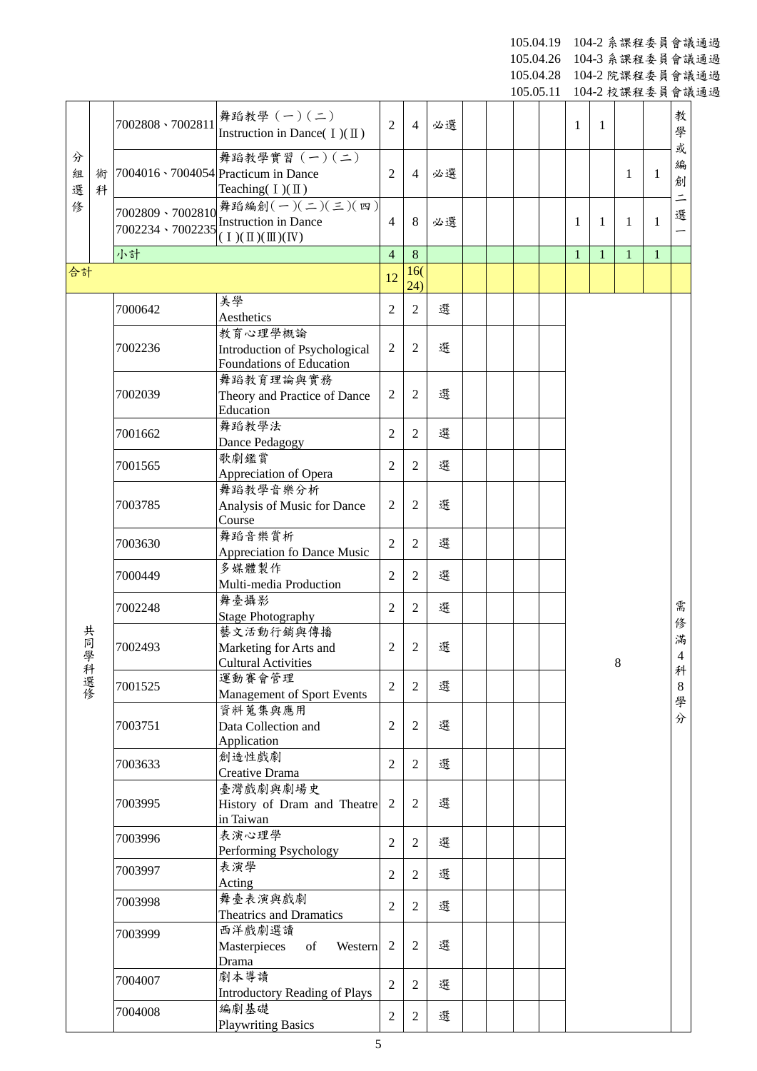105.04.19 104-2 系課程委員會議通過
105.04.26 104-3 系課程委員會議通過
105.04.28 104-2 院課程委員會議通過
105.05.11 104-2 校課程委員會議通過

| | | | | | | | | | | | | | | | |
|---|---|---|---|---|---|---|---|---|---|---|---|---|---|---|---|
| 分組選修 | 術科 | 7002808、7002811 | 舞蹈教學（一）（二） Instruction in Dance( Ⅰ)( Ⅱ) | 2 | 4 | 必選 | | | | | 1 | 1 | | | 教學或編創二選一 |
| | | 7004016、7004054 | 舞蹈教學實習（一）（二） Practicum in Dance Teaching( Ⅰ)( Ⅱ) | 2 | 4 | 必選 | | | | | | | 1 | 1 | |
| | | 7002809、7002810 7002234、7002235 | 舞蹈編創(一)(二)(三)(四) Instruction in Dance ( Ⅰ)( Ⅱ)( Ⅲ)( Ⅳ) | 4 | 8 | 必選 | | | | | 1 | 1 | 1 | 1 | |
| | | 小計 | | 4 | 8 | | | | | | 1 | 1 | 1 | 1 | |
| 合計 | | | | 12 | 16(24) | | | | | | | | | | |
| 共同學科選修 | | 7000642 | 美學 Aesthetics | 2 | 2 | 選 | | | | | 8 | | | | 需修滿4科8學分 |
| | | 7002236 | 教育心理學概論 Introduction of Psychological Foundations of Education | 2 | 2 | 選 | | | | | | | | | |
| | | 7002039 | 舞蹈教育理論與實務 Theory and Practice of Dance Education | 2 | 2 | 選 | | | | | | | | | |
| | | 7001662 | 舞蹈教學法 Dance Pedagogy | 2 | 2 | 選 | | | | | | | | | |
| | | 7001565 | 歌劇鑑賞 Appreciation of Opera | 2 | 2 | 選 | | | | | | | | | |
| | | 7003785 | 舞蹈教學音樂分析 Analysis of Music for Dance Course | 2 | 2 | 選 | | | | | | | | | |
| | | 7003630 | 舞蹈音樂賞析 Appreciation fo Dance Music | 2 | 2 | 選 | | | | | | | | | |
| | | 7000449 | 多媒體製作 Multi-media Production | 2 | 2 | 選 | | | | | | | | | |
| | | 7002248 | 舞臺攝影 Stage Photography | 2 | 2 | 選 | | | | | | | | | |
| | | 7002493 | 藝文活動行銷與傳播 Marketing for Arts and Cultural Activities | 2 | 2 | 選 | | | | | | | | | |
| | | 7001525 | 運動賽會管理 Management of Sport Events | 2 | 2 | 選 | | | | | | | | | |
| | | 7003751 | 資料蒐集與應用 Data Collection and Application | 2 | 2 | 選 | | | | | | | | | |
| | | 7003633 | 創造性戲劇 Creative Drama | 2 | 2 | 選 | | | | | | | | | |
| | | 7003995 | 臺灣戲劇與劇場史 History of Dram and Theatre in Taiwan | 2 | 2 | 選 | | | | | | | | | |
| | | 7003996 | 表演心理學 Performing Psychology | 2 | 2 | 選 | | | | | | | | | |
| | | 7003997 | 表演學 Acting | 2 | 2 | 選 | | | | | | | | | |
| | | 7003998 | 舞臺表演與戲劇 Theatrics and Dramatics | 2 | 2 | 選 | | | | | | | | | |
| | | 7003999 | 西洋戲劇選讀 Masterpieces of Western Drama | 2 | 2 | 選 | | | | | | | | | |
| | | 7004007 | 劇本導讀 Introductory Reading of Plays | 2 | 2 | 選 | | | | | | | | | |
| | | 7004008 | 編劇基礎 Playwriting Basics | 2 | 2 | 選 | | | | | | | | | |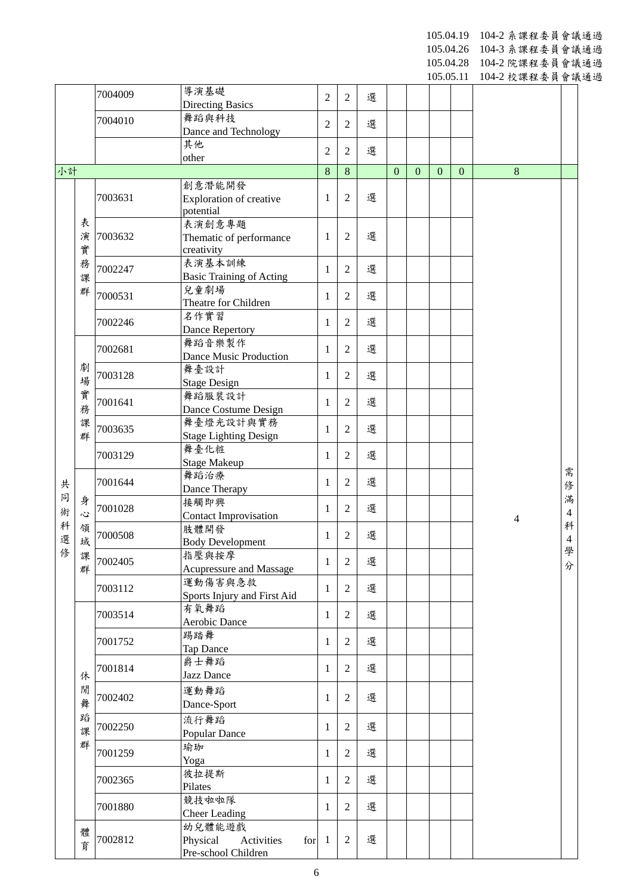105.04.19 104-2 系課程委員會議通過
105.04.26 104-3 系課程委員會議通過
105.04.28 104-2 院課程委員會議通過
105.05.11 104-2 校課程委員會議通過

| | | | | | | | | | | | | |
|---|---|---|---|---|---|---|---|---|---|---|---|---|
| | | 7004009 | 導演基礎 Directing Basics | 2 | 2 | 選 | | | | | | |
| | | 7004010 | 舞蹈與科技 Dance and Technology | 2 | 2 | 選 | | | | | | |
| | | | 其他 other | 2 | 2 | 選 | | | | | | |
| 小計 | | | | 8 | 8 | | 0 | 0 | 0 | 0 | 8 | |
| 共同術科選修 | 表演實務課群 | 7003631 | 創意潛能開發 Exploration of creative potential | 1 | 2 | 選 | | | | | 4 | 需修滿4科4學分 |
| | | 7003632 | 表演創意專題 Thematic of performance creativity | 1 | 2 | 選 | | | | | | |
| | | 7002247 | 表演基本訓練 Basic Training of Acting | 1 | 2 | 選 | | | | | | |
| | | 7000531 | 兒童劇場 Theatre for Children | 1 | 2 | 選 | | | | | | |
| | | 7002246 | 名作實習 Dance Repertory | 1 | 2 | 選 | | | | | | |
| | 劇場實務課群 | 7002681 | 舞蹈音樂製作 Dance Music Production | 1 | 2 | 選 | | | | | | |
| | | 7003128 | 舞臺設計 Stage Design | 1 | 2 | 選 | | | | | | |
| | | 7001641 | 舞蹈服裝設計 Dance Costume Design | 1 | 2 | 選 | | | | | | |
| | | 7003635 | 舞臺燈光設計與實務 Stage Lighting Design | 1 | 2 | 選 | | | | | | |
| | | 7003129 | 舞臺化粧 Stage Makeup | 1 | 2 | 選 | | | | | | |
| | 身心領域課群 | 7001644 | 舞蹈治療 Dance Therapy | 1 | 2 | 選 | | | | | | |
| | | 7001028 | 接觸即興 Contact Improvisation | 1 | 2 | 選 | | | | | | |
| | | 7000508 | 肢體開發 Body Development | 1 | 2 | 選 | | | | | | |
| | | 7002405 | 指壓與按摩 Acupressure and Massage | 1 | 2 | 選 | | | | | | |
| | | 7003112 | 運動傷害與急救 Sports Injury and First Aid | 1 | 2 | 選 | | | | | | |
| | 休閒舞蹈課群 | 7003514 | 有氧舞蹈 Aerobic Dance | 1 | 2 | 選 | | | | | | |
| | | 7001752 | 踢踏舞 Tap Dance | 1 | 2 | 選 | | | | | | |
| | | 7001814 | 爵士舞蹈 Jazz Dance | 1 | 2 | 選 | | | | | | |
| | | 7002402 | 運動舞蹈 Dance-Sport | 1 | 2 | 選 | | | | | | |
| | | 7002250 | 流行舞蹈 Popular Dance | 1 | 2 | 選 | | | | | | |
| | | 7001259 | 瑜珈 Yoga | 1 | 2 | 選 | | | | | | |
| | | 7002365 | 彼拉提斯 Pilates | 1 | 2 | 選 | | | | | | |
| | | 7001880 | 競技啦啦隊 Cheer Leading | 1 | 2 | 選 | | | | | | |
| | 體育 | 7002812 | 幼兒體能遊戲 Physical Activities for Pre-school Children | 1 | 2 | 選 | | | | | | |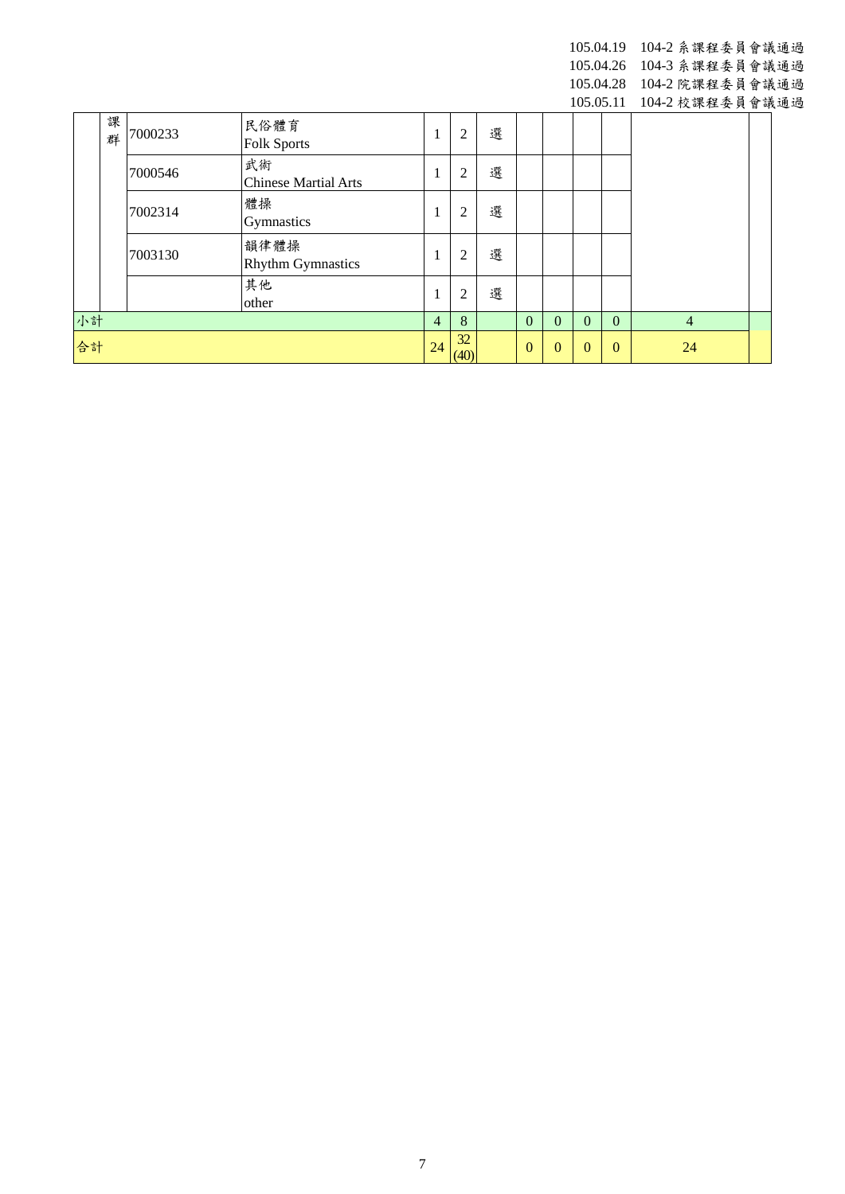105.04.19　104-2 系課程委員會議通過
105.04.26　104-3 系課程委員會議通過
105.04.28　104-2 院課程委員會議通過
105.05.11　104-2 校課程委員會議通過

| | | | | | | | | | | | | |
|---|---|---|---|---|---|---|---|---|---|---|---|---|
| | 課群 | 7000233 | 民俗體育 Folk Sports | 1 | 2 | 選 | | | | | | |
| | | 7000546 | 武術 Chinese Martial Arts | 1 | 2 | 選 | | | | | | |
| | | 7002314 | 體操 Gymnastics | 1 | 2 | 選 | | | | | | |
| | | 7003130 | 韻律體操 Rhythm Gymnastics | 1 | 2 | 選 | | | | | | |
| | | | 其他 other | 1 | 2 | 選 | | | | | | |
| 小計 | | | | 4 | 8 | | 0 | 0 | 0 | 0 | 4 | |
| 合計 | | | | 24 | 32 (40) | | 0 | 0 | 0 | 0 | 24 | |